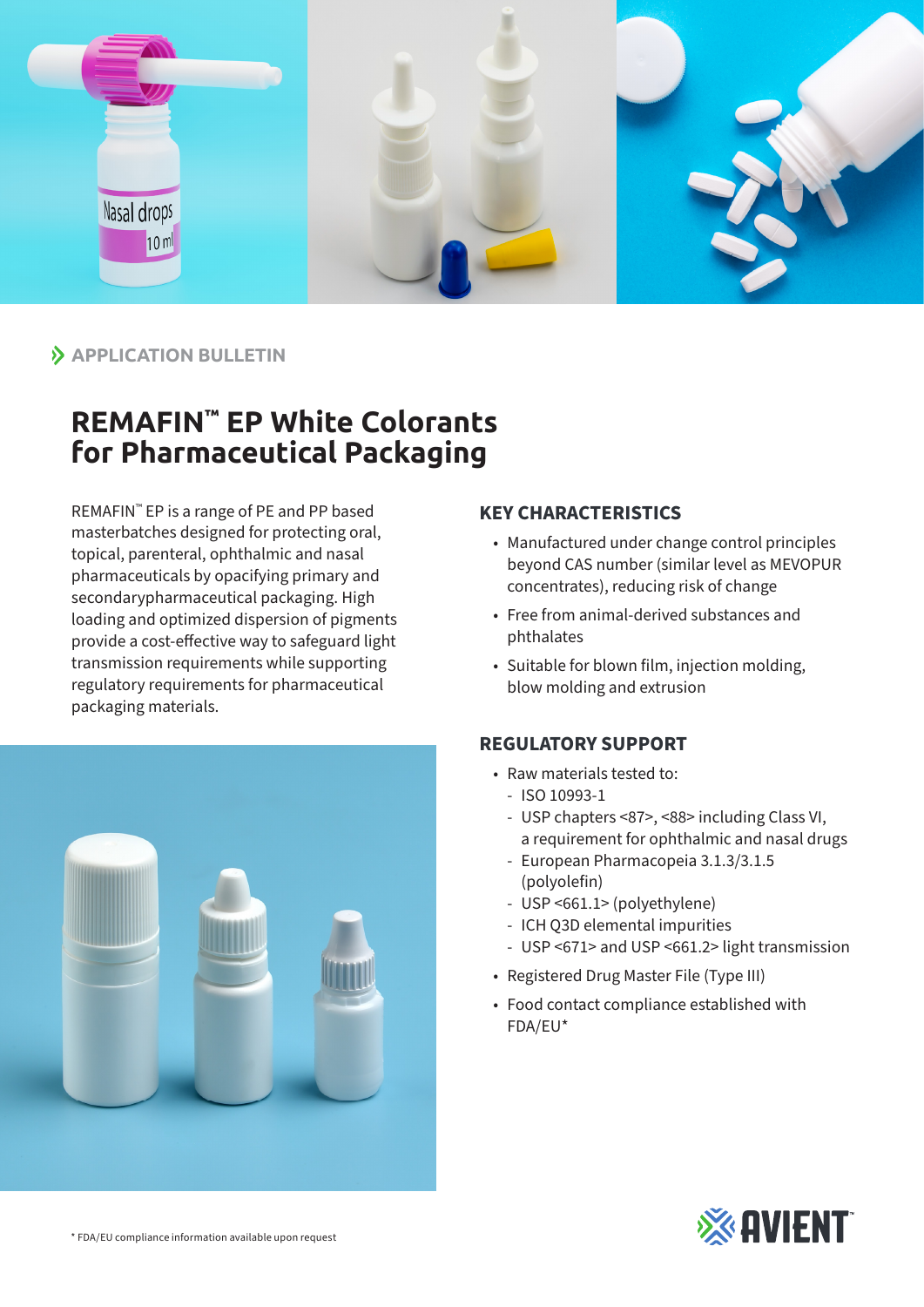APPLICATION BULLETIN

# REMAFIN™ EP White Colorants for Pharmaceutical Packaging

REMAFIN™ EP is a range of PE and PP based masterbatches designed for protecting oral, topical, parenteral, ophthalmic and nasal pharmaceuticals by opacifying primary and secondarypharmaceutical packaging. High loading and optimized dispersion of pigments provide a cost-effective way to safeguard light transmission requirements while supporting regulatory requirements for pharmaceutical packaging materials.

## KEY CHARACTERISTICS

- Manufactured under change control principles beyond CAS number (similar level as MEVOPUR concentrates), reducing risk of change
- Free from animal-derived substances and phthalates
- Suitable for blown film, injection molding, blow molding and extrusion

## REGULATORY SUPPORT

- Raw materials tested to:
  - ISO 10993-1
  - USP chapters <87>, <88> including Class VI, a requirement for ophthalmic and nasal drugs
  - European Pharmacopeia 3.1.3/3.1.5 (polyolefin)
  - USP <661.1> (polyethylene)
  - ICH Q3D elemental impurities
  - USP <671> and USP <661.2> light transmission
- Registered Drug Master File (Type III)
- Food contact compliance established with FDA/EU*

\* FDA/EU compliance information available upon request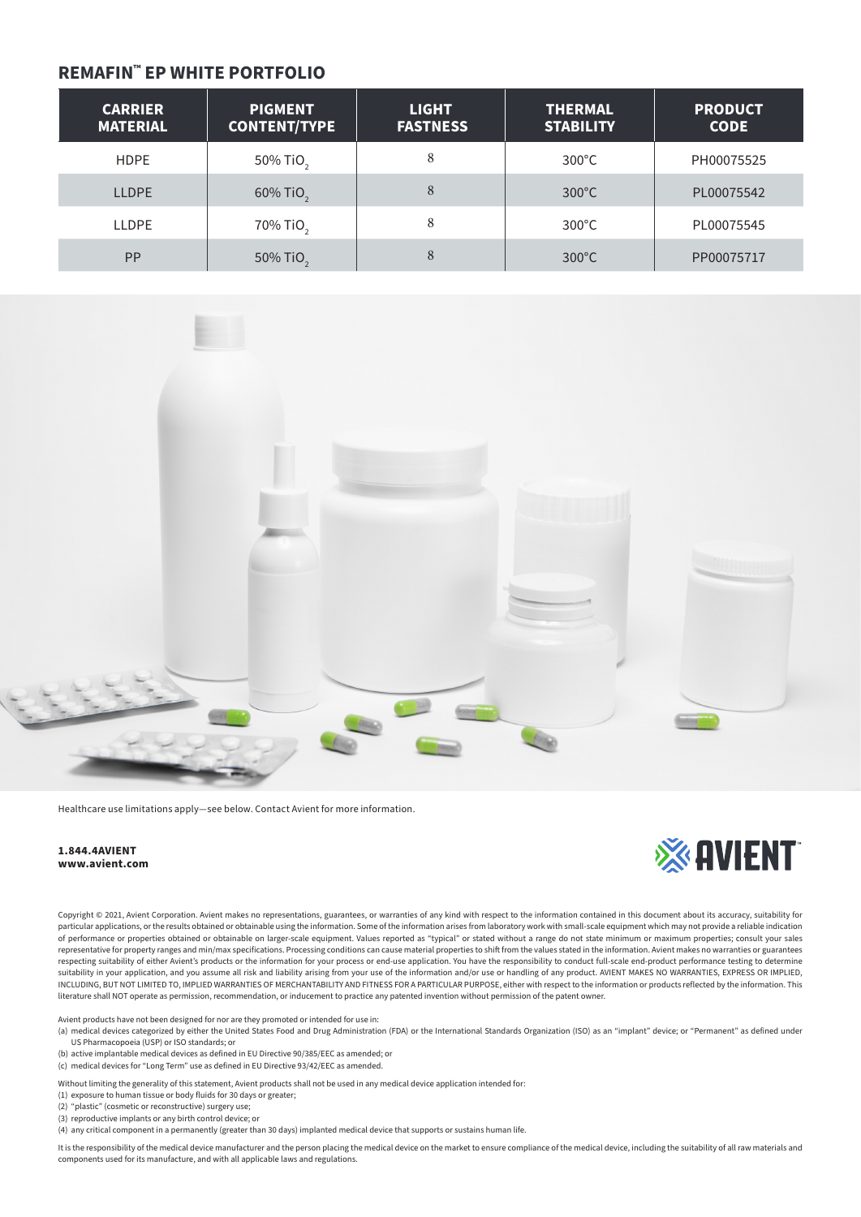## REMAFIN™ EP WHITE PORTFOLIO

| CARRIER MATERIAL | PIGMENT CONTENT/TYPE | LIGHT FASTNESS | THERMAL STABILITY | PRODUCT CODE |
|---|---|---|---|---|
| HDPE | 50% $TiO_2$ | 8 | 300°C | PH00075525 |
| LLDPE | 60% $TiO_2$ | 8 | 300°C | PL00075542 |
| LLDPE | 70% $TiO_2$ | 8 | 300°C | PL00075545 |
| PP | 50% $TiO_2$ | 8 | 300°C | PP00075717 |

Healthcare use limitations apply—see below. Contact Avient for more information.

**1.844.4AVIENT**
**www.avient.com**

AVIENT™

Copyright © 2021, Avient Corporation. Avient makes no representations, guarantees, or warranties of any kind with respect to the information contained in this document about its accuracy, suitability for particular applications, or the results obtained or obtainable using the information. Some of the information arises from laboratory work with small-scale equipment which may not provide a reliable indication of performance or properties obtained or obtainable on larger-scale equipment. Values reported as "typical" or stated without a range do not state minimum or maximum properties; consult your sales representative for property ranges and min/max specifications. Processing conditions can cause material properties to shift from the values stated in the information. Avient makes no warranties or guarantees respecting suitability of either Avient's products or the information for your process or end-use application. You have the responsibility to conduct full-scale end-product performance testing to determine suitability in your application, and you assume all risk and liability arising from your use of the information and/or use or handling of any product. AVIENT MAKES NO WARRANTIES, EXPRESS OR IMPLIED, INCLUDING, BUT NOT LIMITED TO, IMPLIED WARRANTIES OF MERCHANTABILITY AND FITNESS FOR A PARTICULAR PURPOSE, either with respect to the information or products reflected by the information. This literature shall NOT operate as permission, recommendation, or inducement to practice any patented invention without permission of the patent owner.

Avient products have not been designed for nor are they promoted or intended for use in:

(a) medical devices categorized by either the United States Food and Drug Administration (FDA) or the International Standards Organization (ISO) as an "implant" device; or "Permanent" as defined under US Pharmacopoeia (USP) or ISO standards; or
(b) active implantable medical devices as defined in EU Directive 90/385/EEC as amended; or
(c) medical devices for "Long Term" use as defined in EU Directive 93/42/EEC as amended.

Without limiting the generality of this statement, Avient products shall not be used in any medical device application intended for:

(1) exposure to human tissue or body fluids for 30 days or greater;
(2) "plastic" (cosmetic or reconstructive) surgery use;
(3) reproductive implants or any birth control device; or
(4) any critical component in a permanently (greater than 30 days) implanted medical device that supports or sustains human life.

It is the responsibility of the medical device manufacturer and the person placing the medical device on the market to ensure compliance of the medical device, including the suitability of all raw materials and components used for its manufacture, and with all applicable laws and regulations.